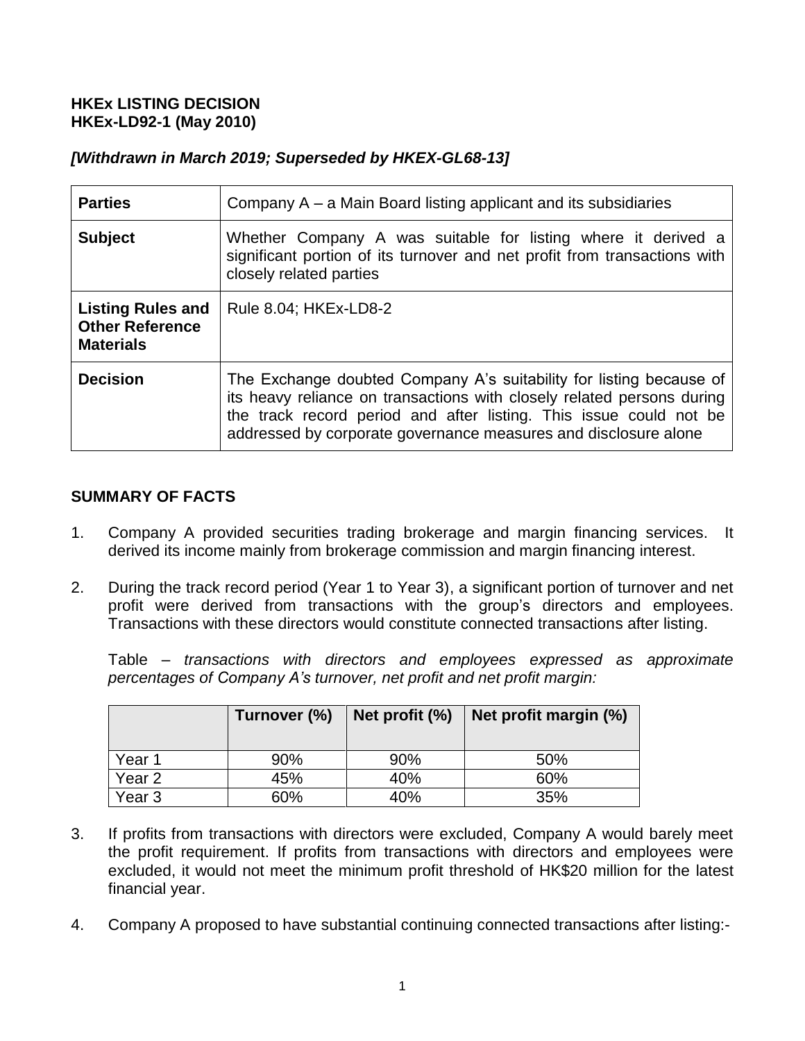**HKEx LISTING DECISION**
**HKEx-LD92-1 (May 2010)**

***[Withdrawn in March 2019; Superseded by HKEX-GL68-13]***

| **Parties** | Company A – a Main Board listing applicant and its subsidiaries |
|---|---|
| **Subject** | Whether Company A was suitable for listing where it derived a significant portion of its turnover and net profit from transactions with closely related parties |
| **Listing Rules and Other Reference Materials** | Rule 8.04; HKEx-LD8-2 |
| **Decision** | The Exchange doubted Company A's suitability for listing because of its heavy reliance on transactions with closely related persons during the track record period and after listing. This issue could not be addressed by corporate governance measures and disclosure alone |

## SUMMARY OF FACTS

1. Company A provided securities trading brokerage and margin financing services. It derived its income mainly from brokerage commission and margin financing interest.

2. During the track record period (Year 1 to Year 3), a significant portion of turnover and net profit were derived from transactions with the group's directors and employees. Transactions with these directors would constitute connected transactions after listing.

   Table – *transactions with directors and employees expressed as approximate percentages of Company A's turnover, net profit and net profit margin:*

   | | Turnover (%) | Net profit (%) | Net profit margin (%) |
   |---|---|---|---|
   | Year 1 | 90% | 90% | 50% |
   | Year 2 | 45% | 40% | 60% |
   | Year 3 | 60% | 40% | 35% |

3. If profits from transactions with directors were excluded, Company A would barely meet the profit requirement. If profits from transactions with directors and employees were excluded, it would not meet the minimum profit threshold of HK$20 million for the latest financial year.

4. Company A proposed to have substantial continuing connected transactions after listing:-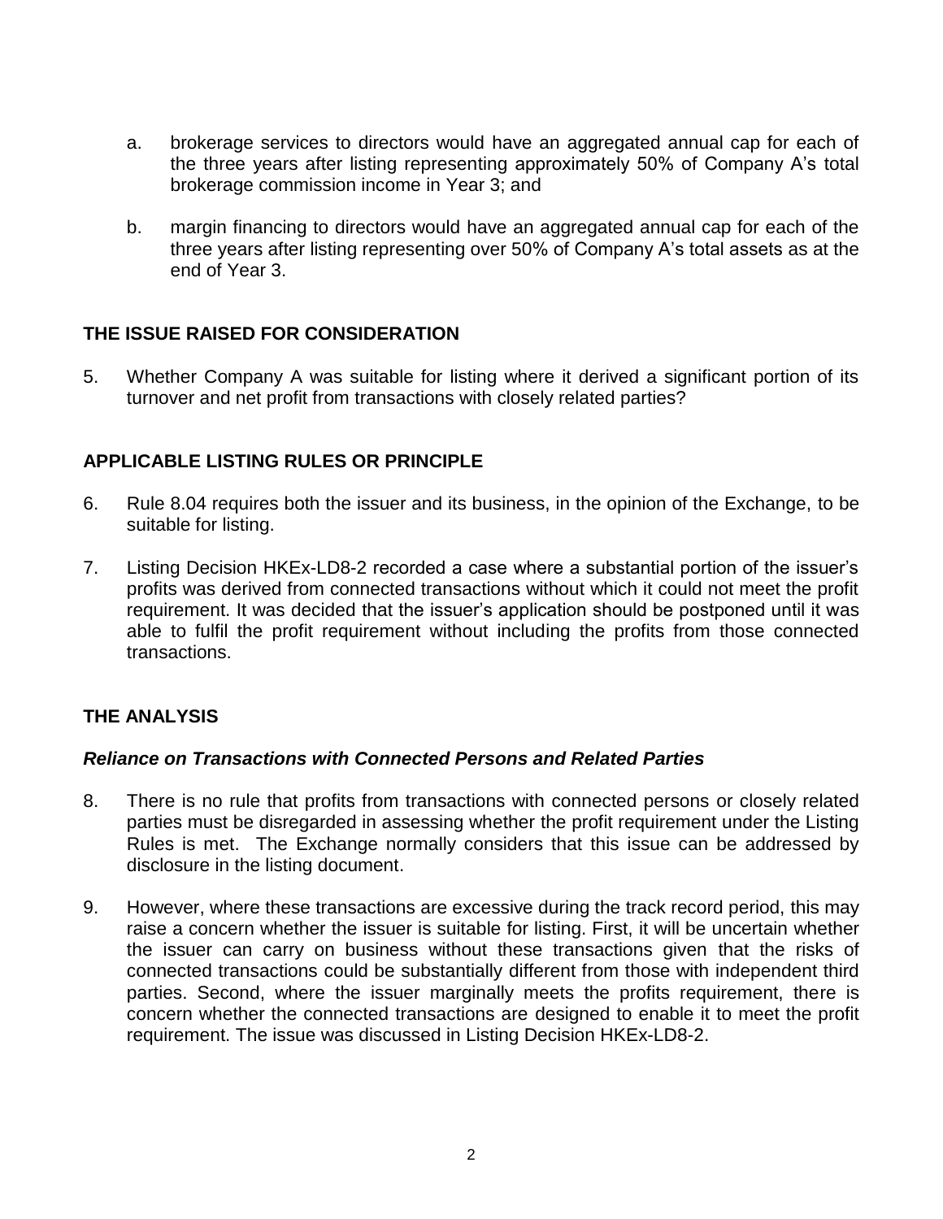a. brokerage services to directors would have an aggregated annual cap for each of the three years after listing representing approximately 50% of Company A's total brokerage commission income in Year 3; and

b. margin financing to directors would have an aggregated annual cap for each of the three years after listing representing over 50% of Company A's total assets as at the end of Year 3.

## THE ISSUE RAISED FOR CONSIDERATION

5. Whether Company A was suitable for listing where it derived a significant portion of its turnover and net profit from transactions with closely related parties?

## APPLICABLE LISTING RULES OR PRINCIPLE

6. Rule 8.04 requires both the issuer and its business, in the opinion of the Exchange, to be suitable for listing.

7. Listing Decision HKEx-LD8-2 recorded a case where a substantial portion of the issuer's profits was derived from connected transactions without which it could not meet the profit requirement. It was decided that the issuer's application should be postponed until it was able to fulfil the profit requirement without including the profits from those connected transactions.

## THE ANALYSIS

### *Reliance on Transactions with Connected Persons and Related Parties*

8. There is no rule that profits from transactions with connected persons or closely related parties must be disregarded in assessing whether the profit requirement under the Listing Rules is met. The Exchange normally considers that this issue can be addressed by disclosure in the listing document.

9. However, where these transactions are excessive during the track record period, this may raise a concern whether the issuer is suitable for listing. First, it will be uncertain whether the issuer can carry on business without these transactions given that the risks of connected transactions could be substantially different from those with independent third parties. Second, where the issuer marginally meets the profits requirement, there is concern whether the connected transactions are designed to enable it to meet the profit requirement. The issue was discussed in Listing Decision HKEx-LD8-2.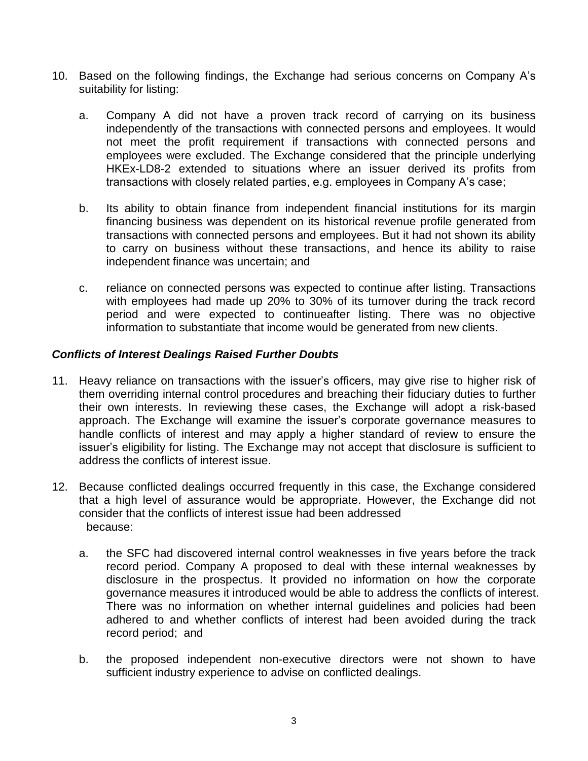10. Based on the following findings, the Exchange had serious concerns on Company A's suitability for listing:

    a. Company A did not have a proven track record of carrying on its business independently of the transactions with connected persons and employees. It would not meet the profit requirement if transactions with connected persons and employees were excluded. The Exchange considered that the principle underlying HKEx-LD8-2 extended to situations where an issuer derived its profits from transactions with closely related parties, e.g. employees in Company A's case;

    b. Its ability to obtain finance from independent financial institutions for its margin financing business was dependent on its historical revenue profile generated from transactions with connected persons and employees. But it had not shown its ability to carry on business without these transactions, and hence its ability to raise independent finance was uncertain; and

    c. reliance on connected persons was expected to continue after listing. Transactions with employees had made up 20% to 30% of its turnover during the track record period and were expected to continueafter listing. There was no objective information to substantiate that income would be generated from new clients.

### *Conflicts of Interest Dealings Raised Further Doubts*

11. Heavy reliance on transactions with the issuer's officers, may give rise to higher risk of them overriding internal control procedures and breaching their fiduciary duties to further their own interests. In reviewing these cases, the Exchange will adopt a risk-based approach. The Exchange will examine the issuer's corporate governance measures to handle conflicts of interest and may apply a higher standard of review to ensure the issuer's eligibility for listing. The Exchange may not accept that disclosure is sufficient to address the conflicts of interest issue.

12. Because conflicted dealings occurred frequently in this case, the Exchange considered that a high level of assurance would be appropriate. However, the Exchange did not consider that the conflicts of interest issue had been addressed because:

    a. the SFC had discovered internal control weaknesses in five years before the track record period. Company A proposed to deal with these internal weaknesses by disclosure in the prospectus. It provided no information on how the corporate governance measures it introduced would be able to address the conflicts of interest. There was no information on whether internal guidelines and policies had been adhered to and whether conflicts of interest had been avoided during the track record period; and

    b. the proposed independent non-executive directors were not shown to have sufficient industry experience to advise on conflicted dealings.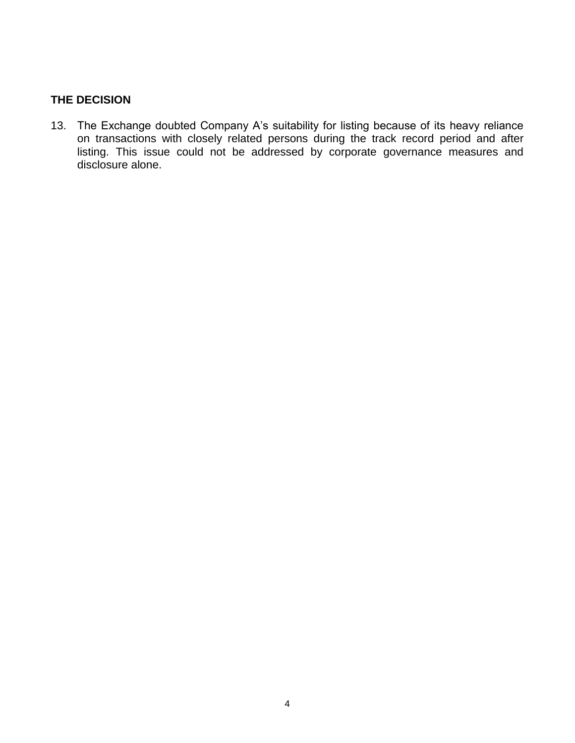## THE DECISION

13. The Exchange doubted Company A's suitability for listing because of its heavy reliance on transactions with closely related persons during the track record period and after listing. This issue could not be addressed by corporate governance measures and disclosure alone.